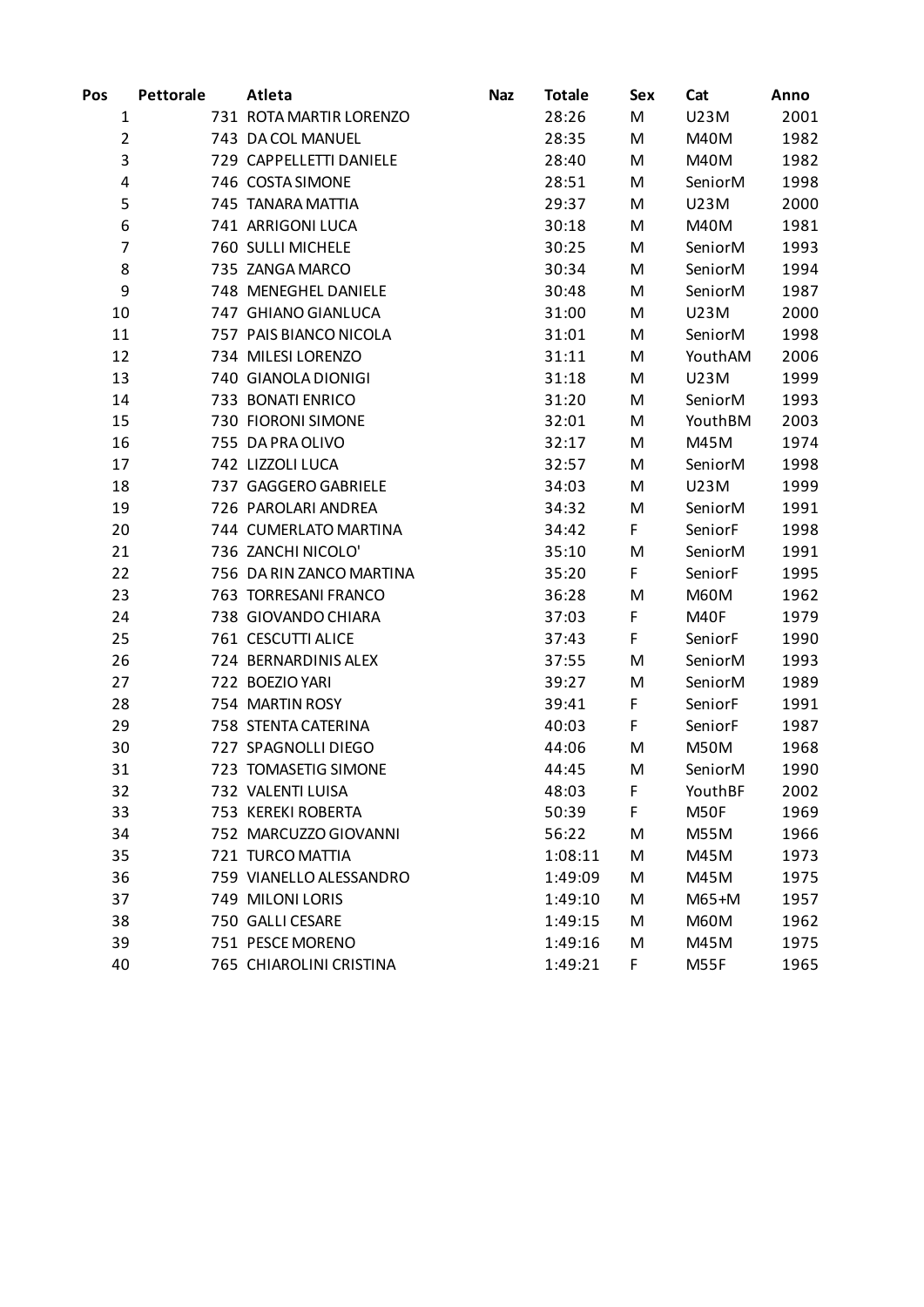| Pos | Pettorale | Atleta | Naz | Totale | Sex | Cat | Anno |
|---|---|---|---|---|---|---|---|
| 1 | 731 | ROTA MARTIR LORENZO | | 28:26 | M | U23M | 2001 |
| 2 | 743 | DA COL MANUEL | | 28:35 | M | M40M | 1982 |
| 3 | 729 | CAPPELLETTI DANIELE | | 28:40 | M | M40M | 1982 |
| 4 | 746 | COSTA SIMONE | | 28:51 | M | SeniorM | 1998 |
| 5 | 745 | TANARA MATTIA | | 29:37 | M | U23M | 2000 |
| 6 | 741 | ARRIGONI LUCA | | 30:18 | M | M40M | 1981 |
| 7 | 760 | SULLI MICHELE | | 30:25 | M | SeniorM | 1993 |
| 8 | 735 | ZANGA MARCO | | 30:34 | M | SeniorM | 1994 |
| 9 | 748 | MENEGHEL DANIELE | | 30:48 | M | SeniorM | 1987 |
| 10 | 747 | GHIANO GIANLUCA | | 31:00 | M | U23M | 2000 |
| 11 | 757 | PAIS BIANCO NICOLA | | 31:01 | M | SeniorM | 1998 |
| 12 | 734 | MILESI LORENZO | | 31:11 | M | YouthAM | 2006 |
| 13 | 740 | GIANOLA DIONIGI | | 31:18 | M | U23M | 1999 |
| 14 | 733 | BONATI ENRICO | | 31:20 | M | SeniorM | 1993 |
| 15 | 730 | FIORONI SIMONE | | 32:01 | M | YouthBM | 2003 |
| 16 | 755 | DA PRA OLIVO | | 32:17 | M | M45M | 1974 |
| 17 | 742 | LIZZOLI LUCA | | 32:57 | M | SeniorM | 1998 |
| 18 | 737 | GAGGERO GABRIELE | | 34:03 | M | U23M | 1999 |
| 19 | 726 | PAROLARI ANDREA | | 34:32 | M | SeniorM | 1991 |
| 20 | 744 | CUMERLATO MARTINA | | 34:42 | F | SeniorF | 1998 |
| 21 | 736 | ZANCHI NICOLO' | | 35:10 | M | SeniorM | 1991 |
| 22 | 756 | DA RIN ZANCO MARTINA | | 35:20 | F | SeniorF | 1995 |
| 23 | 763 | TORRESANI FRANCO | | 36:28 | M | M60M | 1962 |
| 24 | 738 | GIOVANDO CHIARA | | 37:03 | F | M40F | 1979 |
| 25 | 761 | CESCUTTI ALICE | | 37:43 | F | SeniorF | 1990 |
| 26 | 724 | BERNARDINIS ALEX | | 37:55 | M | SeniorM | 1993 |
| 27 | 722 | BOEZIO YARI | | 39:27 | M | SeniorM | 1989 |
| 28 | 754 | MARTIN ROSY | | 39:41 | F | SeniorF | 1991 |
| 29 | 758 | STENTA CATERINA | | 40:03 | F | SeniorF | 1987 |
| 30 | 727 | SPAGNOLLI DIEGO | | 44:06 | M | M50M | 1968 |
| 31 | 723 | TOMASETIG SIMONE | | 44:45 | M | SeniorM | 1990 |
| 32 | 732 | VALENTI LUISA | | 48:03 | F | YouthBF | 2002 |
| 33 | 753 | KEREKI ROBERTA | | 50:39 | F | M50F | 1969 |
| 34 | 752 | MARCUZZO GIOVANNI | | 56:22 | M | M55M | 1966 |
| 35 | 721 | TURCO MATTIA | | 1:08:11 | M | M45M | 1973 |
| 36 | 759 | VIANELLO ALESSANDRO | | 1:49:09 | M | M45M | 1975 |
| 37 | 749 | MILONI LORIS | | 1:49:10 | M | M65+M | 1957 |
| 38 | 750 | GALLI CESARE | | 1:49:15 | M | M60M | 1962 |
| 39 | 751 | PESCE MORENO | | 1:49:16 | M | M45M | 1975 |
| 40 | 765 | CHIAROLINI CRISTINA | | 1:49:21 | F | M55F | 1965 |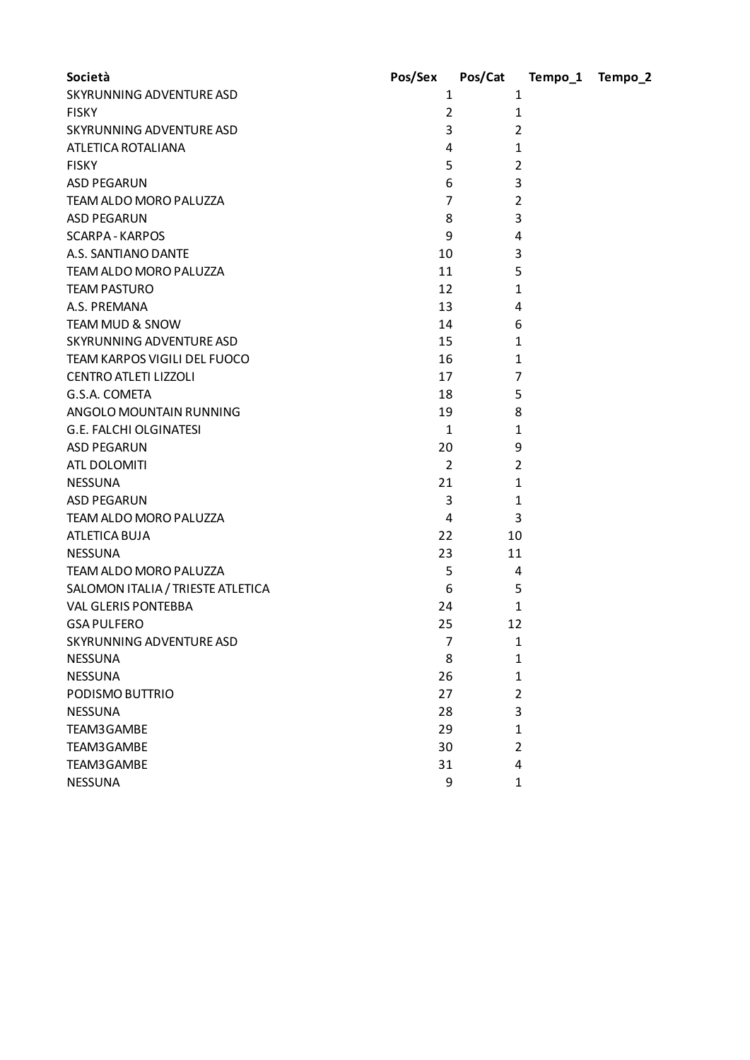| Società | Pos/Sex | Pos/Cat | Tempo_1 | Tempo_2 |
|---|---|---|---|---|
| SKYRUNNING ADVENTURE ASD | 1 | 1 | | |
| FISKY | 2 | 1 | | |
| SKYRUNNING ADVENTURE ASD | 3 | 2 | | |
| ATLETICA ROTALIANA | 4 | 1 | | |
| FISKY | 5 | 2 | | |
| ASD PEGARUN | 6 | 3 | | |
| TEAM ALDO MORO PALUZZA | 7 | 2 | | |
| ASD PEGARUN | 8 | 3 | | |
| SCARPA - KARPOS | 9 | 4 | | |
| A.S. SANTIANO DANTE | 10 | 3 | | |
| TEAM ALDO MORO PALUZZA | 11 | 5 | | |
| TEAM PASTURO | 12 | 1 | | |
| A.S. PREMANA | 13 | 4 | | |
| TEAM MUD & SNOW | 14 | 6 | | |
| SKYRUNNING ADVENTURE ASD | 15 | 1 | | |
| TEAM KARPOS VIGILI DEL FUOCO | 16 | 1 | | |
| CENTRO ATLETI LIZZOLI | 17 | 7 | | |
| G.S.A. COMETA | 18 | 5 | | |
| ANGOLO MOUNTAIN RUNNING | 19 | 8 | | |
| G.E. FALCHI OLGINATESI | 1 | 1 | | |
| ASD PEGARUN | 20 | 9 | | |
| ATL DOLOMITI | 2 | 2 | | |
| NESSUNA | 21 | 1 | | |
| ASD PEGARUN | 3 | 1 | | |
| TEAM ALDO MORO PALUZZA | 4 | 3 | | |
| ATLETICA BUJA | 22 | 10 | | |
| NESSUNA | 23 | 11 | | |
| TEAM ALDO MORO PALUZZA | 5 | 4 | | |
| SALOMON ITALIA / TRIESTE ATLETICA | 6 | 5 | | |
| VAL GLERIS PONTEBBA | 24 | 1 | | |
| GSA PULFERO | 25 | 12 | | |
| SKYRUNNING ADVENTURE ASD | 7 | 1 | | |
| NESSUNA | 8 | 1 | | |
| NESSUNA | 26 | 1 | | |
| PODISMO BUTTRIO | 27 | 2 | | |
| NESSUNA | 28 | 3 | | |
| TEAM3GAMBE | 29 | 1 | | |
| TEAM3GAMBE | 30 | 2 | | |
| TEAM3GAMBE | 31 | 4 | | |
| NESSUNA | 9 | 1 | | |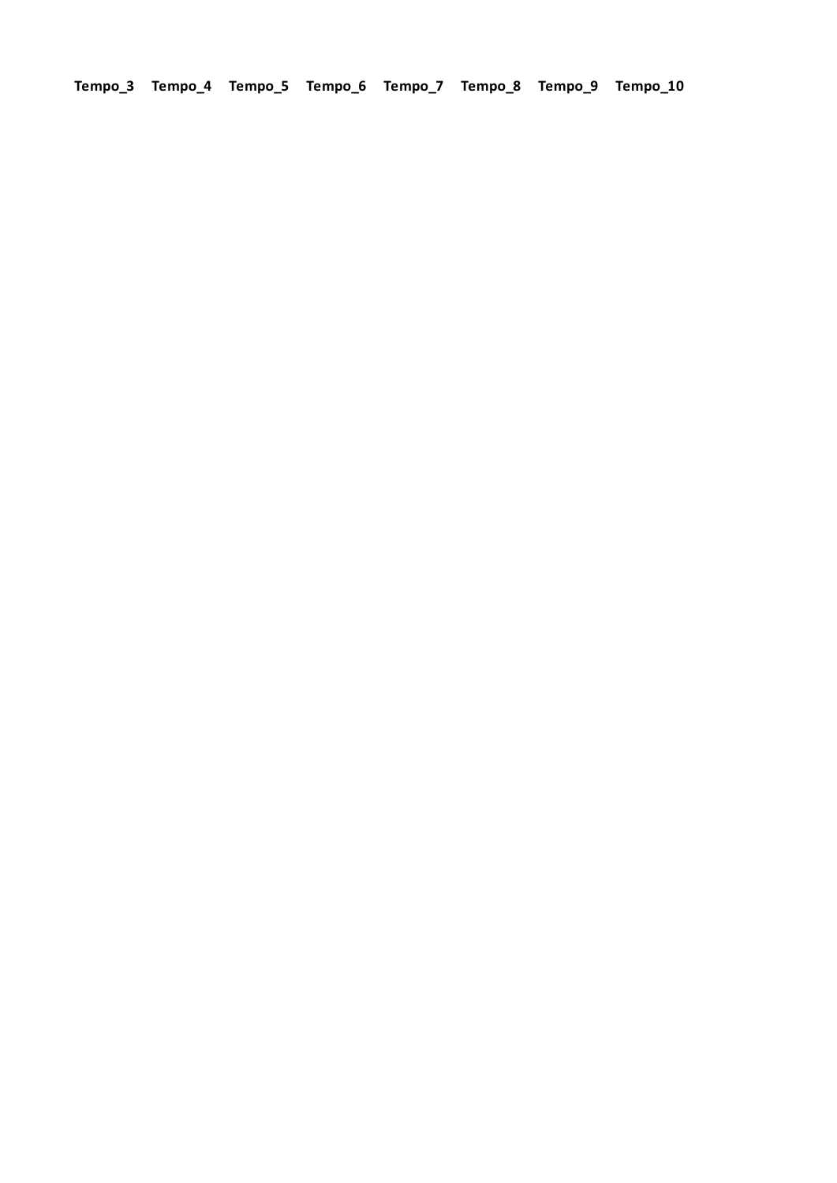| Tempo_3 | Tempo_4 | Tempo_5 | Tempo_6 | Tempo_7 | Tempo_8 | Tempo_9 | Tempo_10 |
|---|---|---|---|---|---|---|---|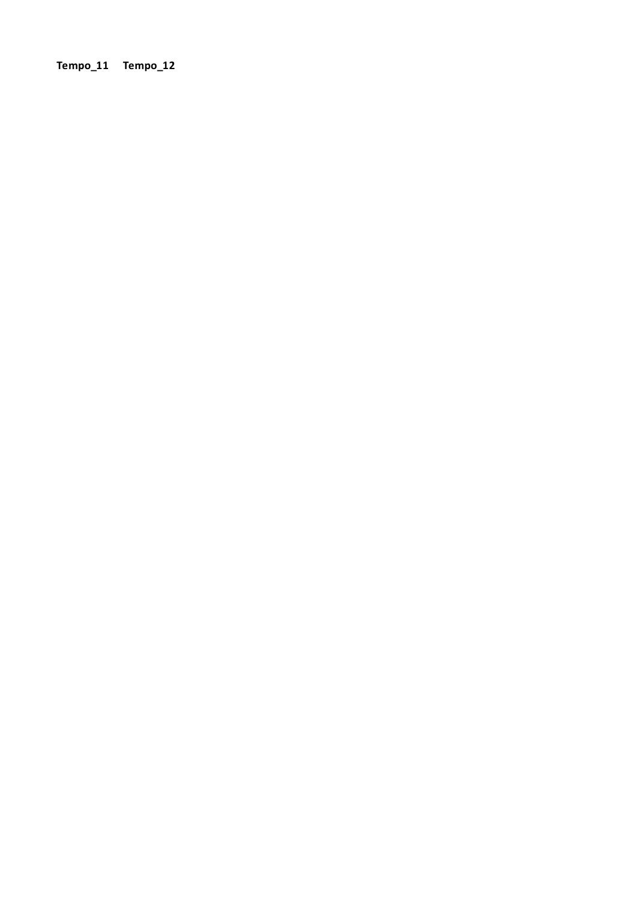**Tempo_11 Tempo_12**